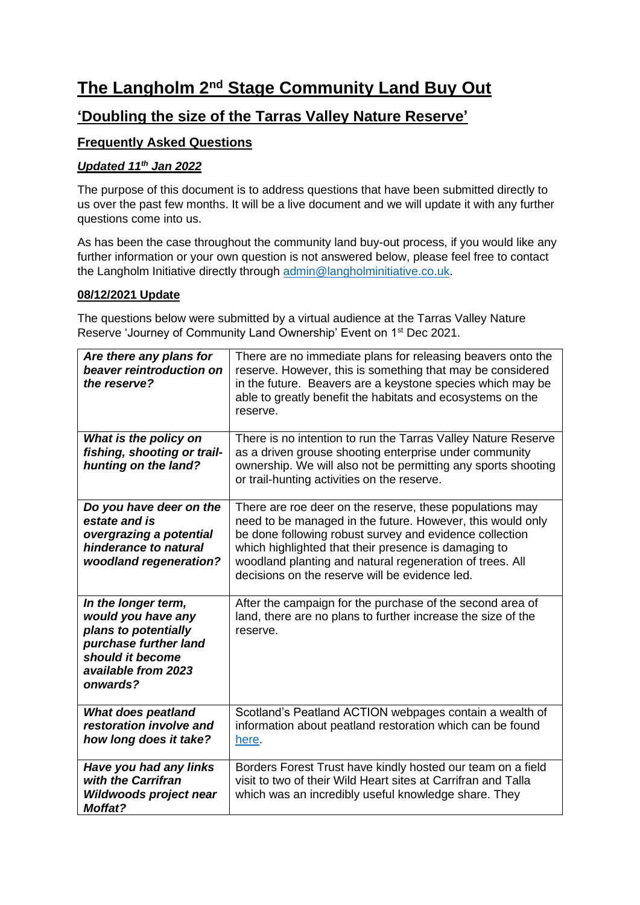# The Langholm 2nd Stage Community Land Buy Out

## 'Doubling the size of the Tarras Valley Nature Reserve'

### Frequently Asked Questions

#### *Updated 11th Jan 2022*

The purpose of this document is to address questions that have been submitted directly to us over the past few months. It will be a live document and we will update it with any further questions come into us.

As has been the case throughout the community land buy-out process, if you would like any further information or your own question is not answered below, please feel free to contact the Langholm Initiative directly through admin@langholminitiative.co.uk.

**08/12/2021 Update**

The questions below were submitted by a virtual audience at the Tarras Valley Nature Reserve 'Journey of Community Land Ownership' Event on 1st Dec 2021.

| | |
|---|---|
| ***Are there any plans for beaver reintroduction on the reserve?*** | There are no immediate plans for releasing beavers onto the reserve. However, this is something that may be considered in the future. Beavers are a keystone species which may be able to greatly benefit the habitats and ecosystems on the reserve. |
| ***What is the policy on fishing, shooting or trail-hunting on the land?*** | There is no intention to run the Tarras Valley Nature Reserve as a driven grouse shooting enterprise under community ownership. We will also not be permitting any sports shooting or trail-hunting activities on the reserve. |
| ***Do you have deer on the estate and is overgrazing a potential hinderance to natural woodland regeneration?*** | There are roe deer on the reserve, these populations may need to be managed in the future. However, this would only be done following robust survey and evidence collection which highlighted that their presence is damaging to woodland planting and natural regeneration of trees. All decisions on the reserve will be evidence led. |
| ***In the longer term, would you have any plans to potentially purchase further land should it become available from 2023 onwards?*** | After the campaign for the purchase of the second area of land, there are no plans to further increase the size of the reserve. |
| ***What does peatland restoration involve and how long does it take?*** | Scotland's Peatland ACTION webpages contain a wealth of information about peatland restoration which can be found here. |
| ***Have you had any links with the Carrifran Wildwoods project near Moffat?*** | Borders Forest Trust have kindly hosted our team on a field visit to two of their Wild Heart sites at Carrifran and Talla which was an incredibly useful knowledge share. They |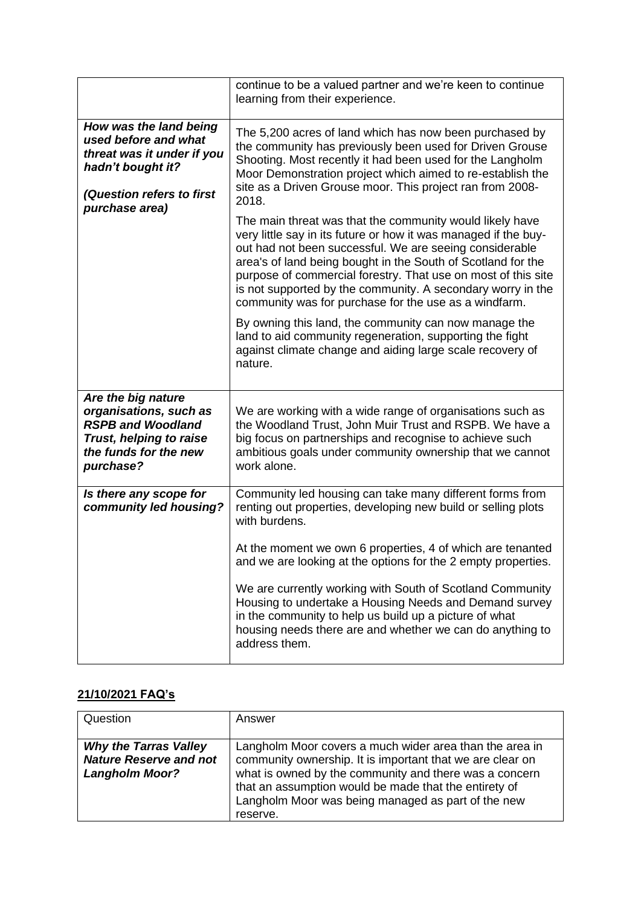| | |
|---|---|
| | continue to be a valued partner and we're keen to continue learning from their experience. |
| ***How was the land being used before and what threat was it under if you hadn't bought it?*** <br><br> ***(Question refers to first purchase area)*** | The 5,200 acres of land which has now been purchased by the community has previously been used for Driven Grouse Shooting. Most recently it had been used for the Langholm Moor Demonstration project which aimed to re-establish the site as a Driven Grouse moor. This project ran from 2008-2018. <br><br> The main threat was that the community would likely have very little say in its future or how it was managed if the buy-out had not been successful. We are seeing considerable area's of land being bought in the South of Scotland for the purpose of commercial forestry. That use on most of this site is not supported by the community. A secondary worry in the community was for purchase for the use as a windfarm. <br><br> By owning this land, the community can now manage the land to aid community regeneration, supporting the fight against climate change and aiding large scale recovery of nature. |
| ***Are the big nature organisations, such as RSPB and Woodland Trust, helping to raise the funds for the new purchase?*** | We are working with a wide range of organisations such as the Woodland Trust, John Muir Trust and RSPB. We have a big focus on partnerships and recognise to achieve such ambitious goals under community ownership that we cannot work alone. |
| ***Is there any scope for community led housing?*** | Community led housing can take many different forms from renting out properties, developing new build or selling plots with burdens. <br><br> At the moment we own 6 properties, 4 of which are tenanted and we are looking at the options for the 2 empty properties. <br><br> We are currently working with South of Scotland Community Housing to undertake a Housing Needs and Demand survey in the community to help us build up a picture of what housing needs there are and whether we can do anything to address them. |

## **21/10/2021 FAQ's**

| Question | Answer |
|---|---|
| ***Why the Tarras Valley Nature Reserve and not Langholm Moor?*** | Langholm Moor covers a much wider area than the area in community ownership. It is important that we are clear on what is owned by the community and there was a concern that an assumption would be made that the entirety of Langholm Moor was being managed as part of the new reserve. |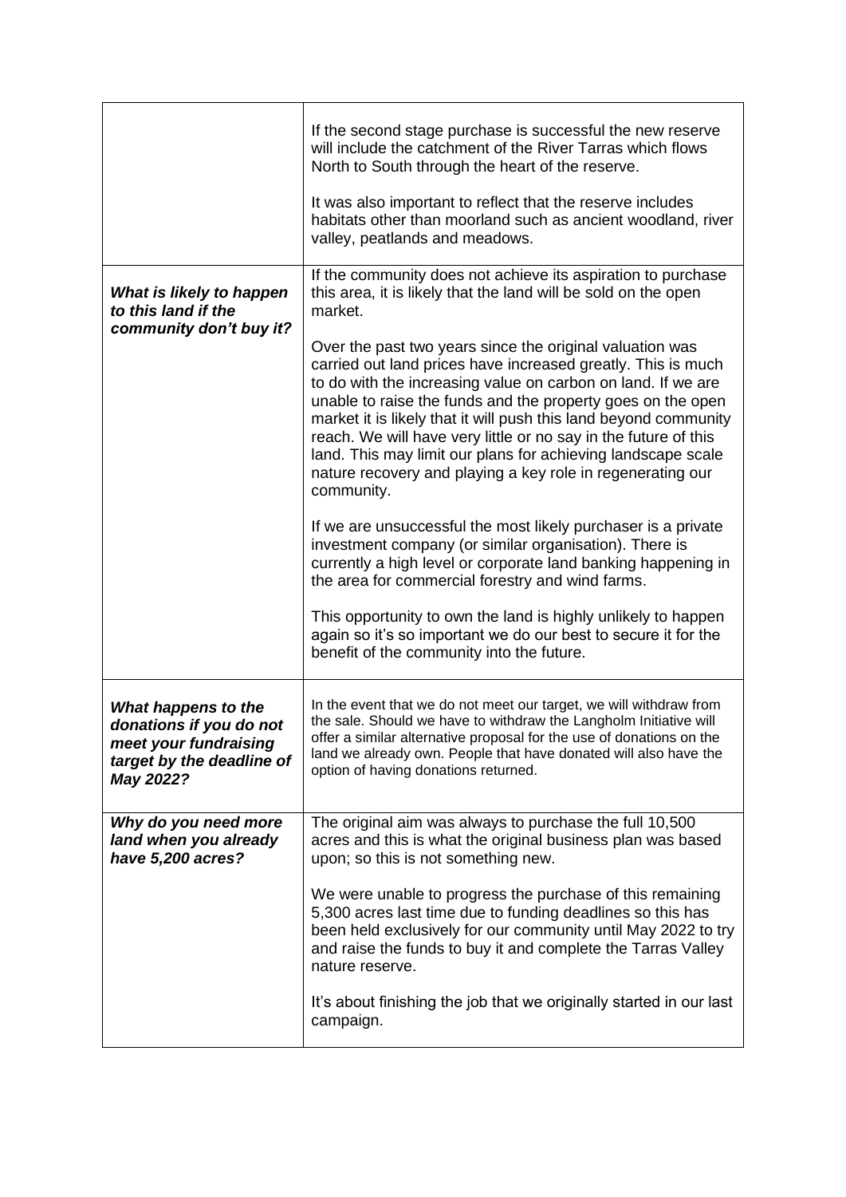| | |
|---|---|
| | If the second stage purchase is successful the new reserve will include the catchment of the River Tarras which flows North to South through the heart of the reserve.<br><br>It was also important to reflect that the reserve includes habitats other than moorland such as ancient woodland, river valley, peatlands and meadows. |
| ***What is likely to happen to this land if the community don't buy it?*** | If the community does not achieve its aspiration to purchase this area, it is likely that the land will be sold on the open market.<br><br>Over the past two years since the original valuation was carried out land prices have increased greatly. This is much to do with the increasing value on carbon on land. If we are unable to raise the funds and the property goes on the open market it is likely that it will push this land beyond community reach. We will have very little or no say in the future of this land. This may limit our plans for achieving landscape scale nature recovery and playing a key role in regenerating our community.<br><br>If we are unsuccessful the most likely purchaser is a private investment company (or similar organisation). There is currently a high level or corporate land banking happening in the area for commercial forestry and wind farms.<br><br>This opportunity to own the land is highly unlikely to happen again so it's so important we do our best to secure it for the benefit of the community into the future. |
| ***What happens to the donations if you do not meet your fundraising target by the deadline of May 2022?*** | In the event that we do not meet our target, we will withdraw from the sale. Should we have to withdraw the Langholm Initiative will offer a similar alternative proposal for the use of donations on the land we already own. People that have donated will also have the option of having donations returned. |
| ***Why do you need more land when you already have 5,200 acres?*** | The original aim was always to purchase the full 10,500 acres and this is what the original business plan was based upon; so this is not something new.<br><br>We were unable to progress the purchase of this remaining 5,300 acres last time due to funding deadlines so this has been held exclusively for our community until May 2022 to try and raise the funds to buy it and complete the Tarras Valley nature reserve.<br><br>It's about finishing the job that we originally started in our last campaign. |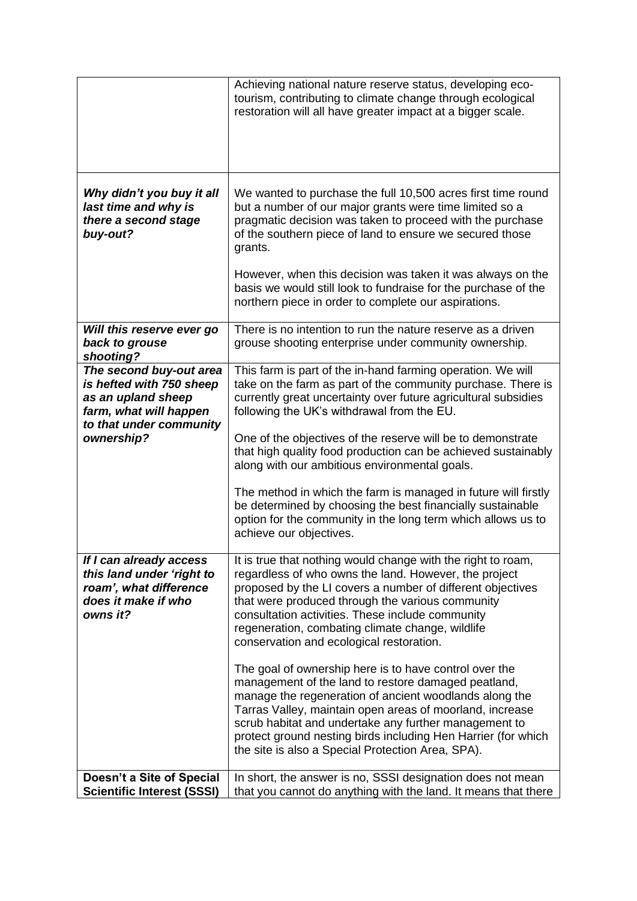| | |
|---|---|
| | Achieving national nature reserve status, developing eco-tourism, contributing to climate change through ecological restoration will all have greater impact at a bigger scale. |
| ***Why didn't you buy it all last time and why is there a second stage buy-out?*** | We wanted to purchase the full 10,500 acres first time round but a number of our major grants were time limited so a pragmatic decision was taken to proceed with the purchase of the southern piece of land to ensure we secured those grants.<br><br>However, when this decision was taken it was always on the basis we would still look to fundraise for the purchase of the northern piece in order to complete our aspirations. |
| ***Will this reserve ever go back to grouse shooting?*** | There is no intention to run the nature reserve as a driven grouse shooting enterprise under community ownership. |
| ***The second buy-out area is hefted with 750 sheep as an upland sheep farm, what will happen to that under community ownership?*** | This farm is part of the in-hand farming operation. We will take on the farm as part of the community purchase. There is currently great uncertainty over future agricultural subsidies following the UK's withdrawal from the EU.<br><br>One of the objectives of the reserve will be to demonstrate that high quality food production can be achieved sustainably along with our ambitious environmental goals.<br><br>The method in which the farm is managed in future will firstly be determined by choosing the best financially sustainable option for the community in the long term which allows us to achieve our objectives. |
| ***If I can already access this land under 'right to roam', what difference does it make if who owns it?*** | It is true that nothing would change with the right to roam, regardless of who owns the land. However, the project proposed by the LI covers a number of different objectives that were produced through the various community consultation activities. These include community regeneration, combating climate change, wildlife conservation and ecological restoration.<br><br>The goal of ownership here is to have control over the management of the land to restore damaged peatland, manage the regeneration of ancient woodlands along the Tarras Valley, maintain open areas of moorland, increase scrub habitat and undertake any further management to protect ground nesting birds including Hen Harrier (for which the site is also a Special Protection Area, SPA). |
| **Doesn't a Site of Special Scientific Interest (SSSI)** | In short, the answer is no, SSSI designation does not mean that you cannot do anything with the land. It means that there |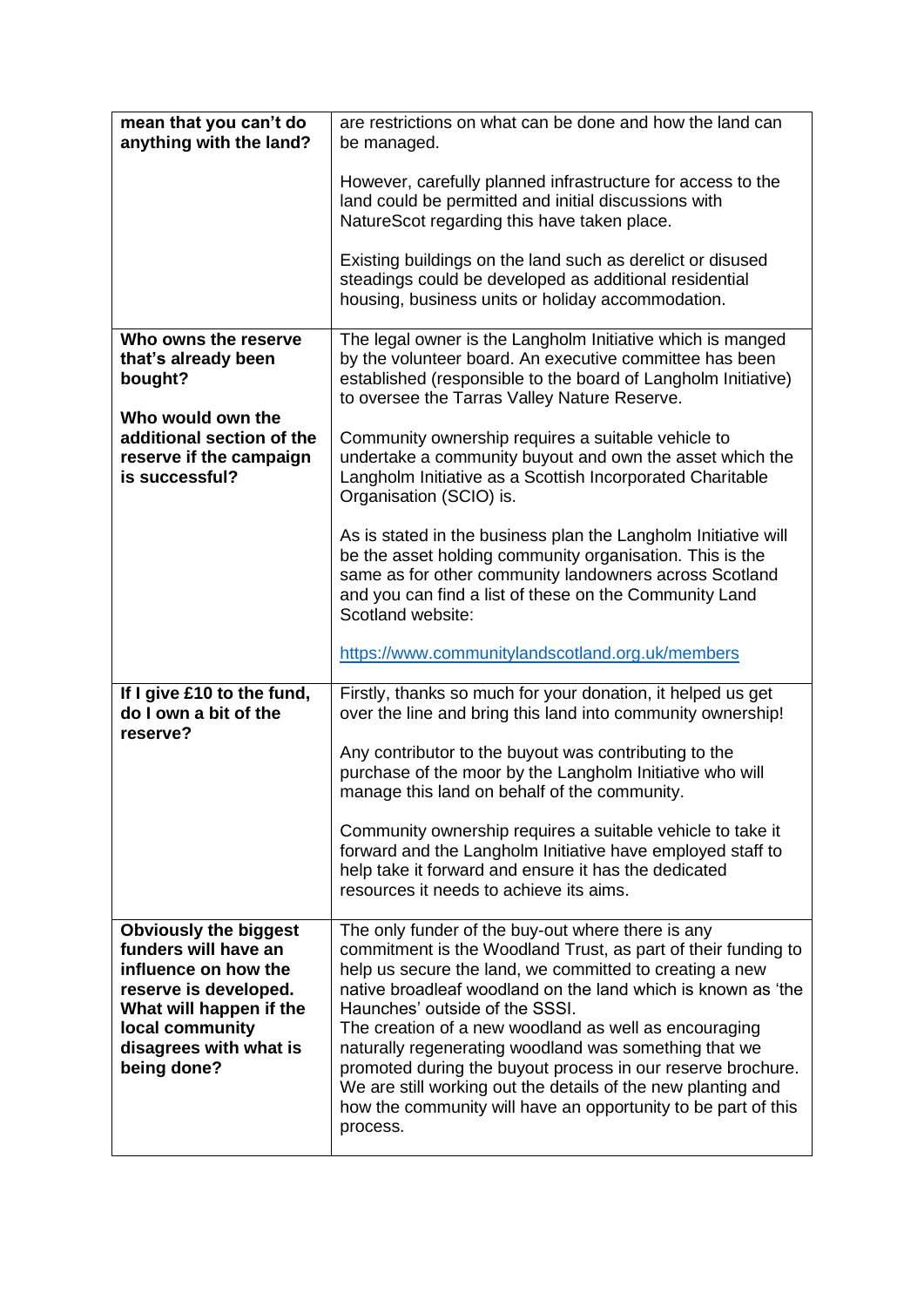| **mean that you can't do anything with the land?** | are restrictions on what can be done and how the land can be managed.<br><br>However, carefully planned infrastructure for access to the land could be permitted and initial discussions with NatureScot regarding this have taken place.<br><br>Existing buildings on the land such as derelict or disused steadings could be developed as additional residential housing, business units or holiday accommodation. |
|---|---|
| **Who owns the reserve that's already been bought?**<br><br>**Who would own the additional section of the reserve if the campaign is successful?** | The legal owner is the Langholm Initiative which is manged by the volunteer board. An executive committee has been established (responsible to the board of Langholm Initiative) to oversee the Tarras Valley Nature Reserve.<br><br>Community ownership requires a suitable vehicle to undertake a community buyout and own the asset which the Langholm Initiative as a Scottish Incorporated Charitable Organisation (SCIO) is.<br><br>As is stated in the business plan the Langholm Initiative will be the asset holding community organisation. This is the same as for other community landowners across Scotland and you can find a list of these on the Community Land Scotland website:<br><br>[https://www.communitylandscotland.org.uk/members](https://www.communitylandscotland.org.uk/members) |
| **If I give £10 to the fund, do I own a bit of the reserve?** | Firstly, thanks so much for your donation, it helped us get over the line and bring this land into community ownership!<br><br>Any contributor to the buyout was contributing to the purchase of the moor by the Langholm Initiative who will manage this land on behalf of the community.<br><br>Community ownership requires a suitable vehicle to take it forward and the Langholm Initiative have employed staff to help take it forward and ensure it has the dedicated resources it needs to achieve its aims. |
| **Obviously the biggest funders will have an influence on how the reserve is developed. What will happen if the local community disagrees with what is being done?** | The only funder of the buy-out where there is any commitment is the Woodland Trust, as part of their funding to help us secure the land, we committed to creating a new native broadleaf woodland on the land which is known as 'the Haunches' outside of the SSSI.<br>The creation of a new woodland as well as encouraging naturally regenerating woodland was something that we promoted during the buyout process in our reserve brochure. We are still working out the details of the new planting and how the community will have an opportunity to be part of this process. |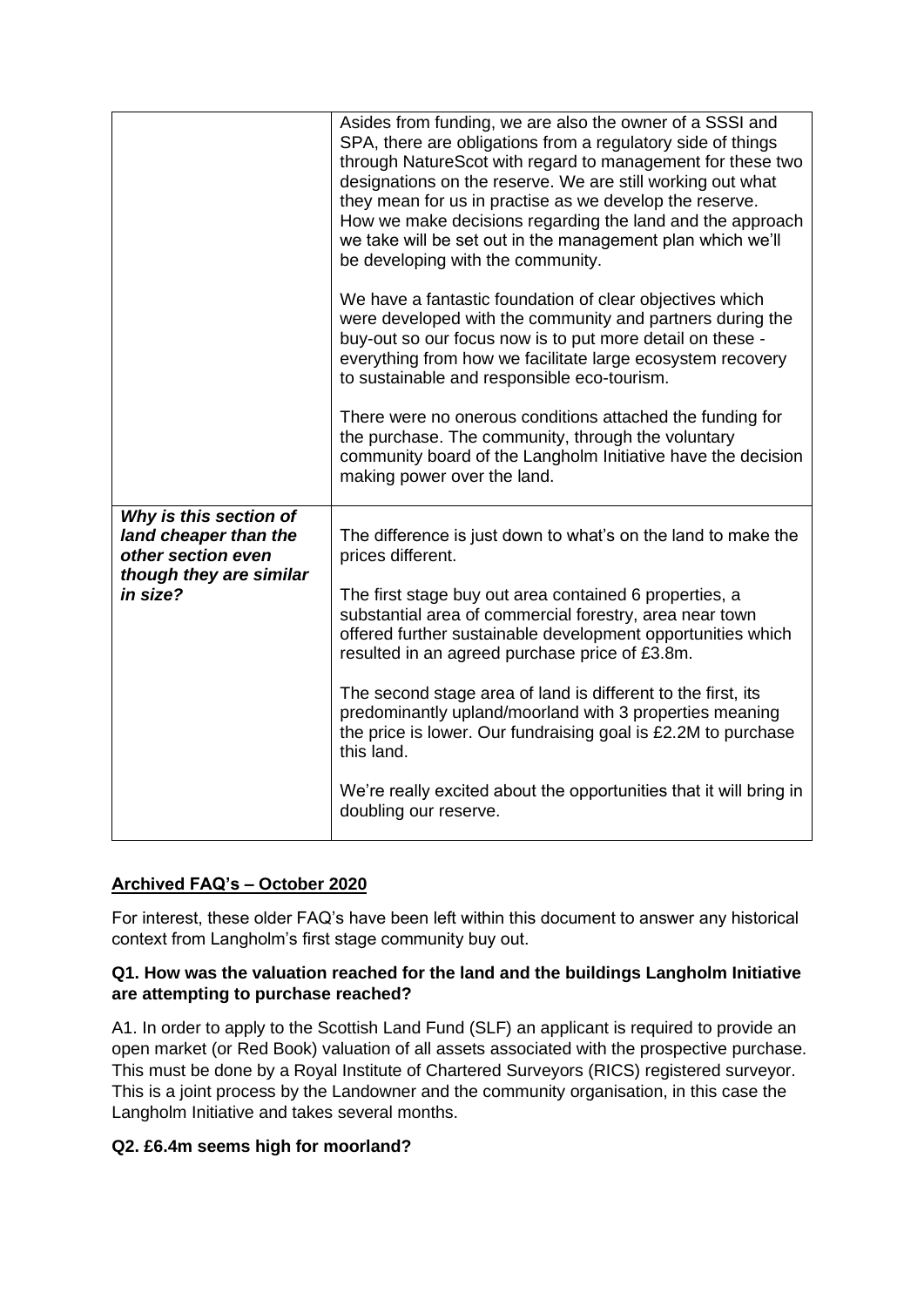| | |
|---|---|
| | Asides from funding, we are also the owner of a SSSI and SPA, there are obligations from a regulatory side of things through NatureScot with regard to management for these two designations on the reserve. We are still working out what they mean for us in practise as we develop the reserve. How we make decisions regarding the land and the approach we take will be set out in the management plan which we'll be developing with the community.<br><br>We have a fantastic foundation of clear objectives which were developed with the community and partners during the buy-out so our focus now is to put more detail on these - everything from how we facilitate large ecosystem recovery to sustainable and responsible eco-tourism.<br><br>There were no onerous conditions attached the funding for the purchase. The community, through the voluntary community board of the Langholm Initiative have the decision making power over the land. |
| ***Why is this section of land cheaper than the other section even though they are similar in size?*** | The difference is just down to what's on the land to make the prices different.<br><br>The first stage buy out area contained 6 properties, a substantial area of commercial forestry, area near town offered further sustainable development opportunities which resulted in an agreed purchase price of £3.8m.<br><br>The second stage area of land is different to the first, its predominantly upland/moorland with 3 properties meaning the price is lower. Our fundraising goal is £2.2M to purchase this land.<br><br>We're really excited about the opportunities that it will bring in doubling our reserve. |

## Archived FAQ's – October 2020

For interest, these older FAQ's have been left within this document to answer any historical context from Langholm's first stage community buy out.

**Q1. How was the valuation reached for the land and the buildings Langholm Initiative are attempting to purchase reached?**

A1. In order to apply to the Scottish Land Fund (SLF) an applicant is required to provide an open market (or Red Book) valuation of all assets associated with the prospective purchase. This must be done by a Royal Institute of Chartered Surveyors (RICS) registered surveyor. This is a joint process by the Landowner and the community organisation, in this case the Langholm Initiative and takes several months.

**Q2. £6.4m seems high for moorland?**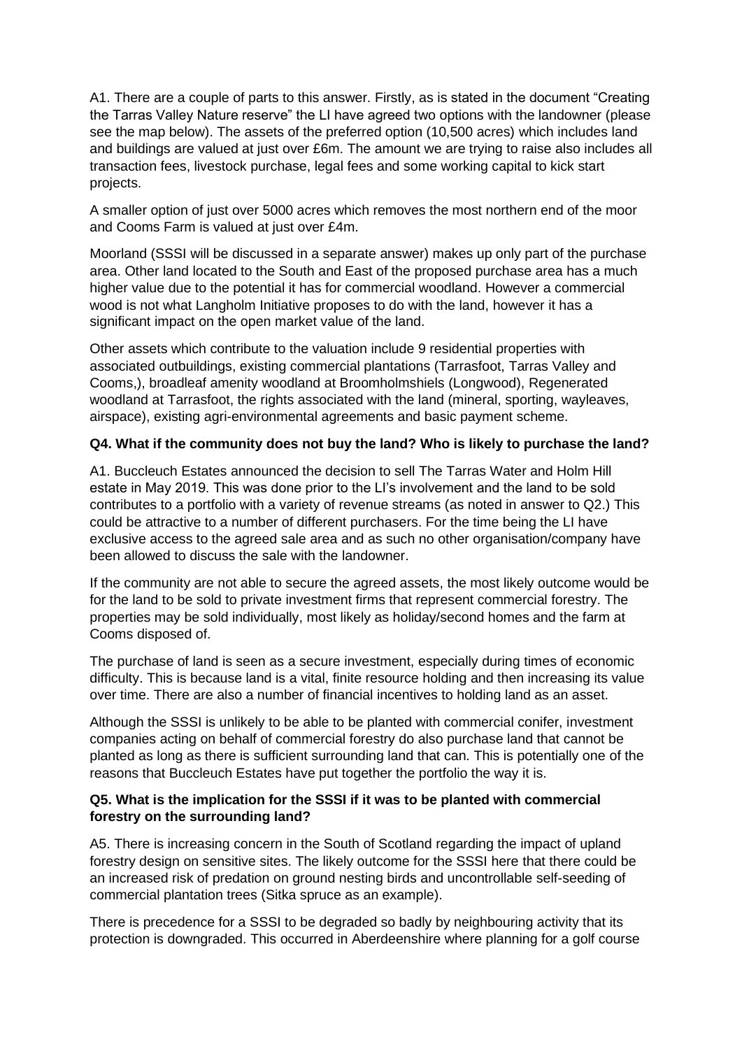A1. There are a couple of parts to this answer. Firstly, as is stated in the document “Creating the Tarras Valley Nature reserve” the LI have agreed two options with the landowner (please see the map below). The assets of the preferred option (10,500 acres) which includes land and buildings are valued at just over £6m. The amount we are trying to raise also includes all transaction fees, livestock purchase, legal fees and some working capital to kick start projects.

A smaller option of just over 5000 acres which removes the most northern end of the moor and Cooms Farm is valued at just over £4m.

Moorland (SSSI will be discussed in a separate answer) makes up only part of the purchase area. Other land located to the South and East of the proposed purchase area has a much higher value due to the potential it has for commercial woodland. However a commercial wood is not what Langholm Initiative proposes to do with the land, however it has a significant impact on the open market value of the land.

Other assets which contribute to the valuation include 9 residential properties with associated outbuildings, existing commercial plantations (Tarrasfoot, Tarras Valley and Cooms,), broadleaf amenity woodland at Broomholmshiels (Longwood), Regenerated woodland at Tarrasfoot, the rights associated with the land (mineral, sporting, wayleaves, airspace), existing agri-environmental agreements and basic payment scheme.

**Q4. What if the community does not buy the land? Who is likely to purchase the land?**

A1. Buccleuch Estates announced the decision to sell The Tarras Water and Holm Hill estate in May 2019. This was done prior to the LI’s involvement and the land to be sold contributes to a portfolio with a variety of revenue streams (as noted in answer to Q2.) This could be attractive to a number of different purchasers. For the time being the LI have exclusive access to the agreed sale area and as such no other organisation/company have been allowed to discuss the sale with the landowner.

If the community are not able to secure the agreed assets, the most likely outcome would be for the land to be sold to private investment firms that represent commercial forestry. The properties may be sold individually, most likely as holiday/second homes and the farm at Cooms disposed of.

The purchase of land is seen as a secure investment, especially during times of economic difficulty. This is because land is a vital, finite resource holding and then increasing its value over time. There are also a number of financial incentives to holding land as an asset.

Although the SSSI is unlikely to be able to be planted with commercial conifer, investment companies acting on behalf of commercial forestry do also purchase land that cannot be planted as long as there is sufficient surrounding land that can. This is potentially one of the reasons that Buccleuch Estates have put together the portfolio the way it is.

**Q5. What is the implication for the SSSI if it was to be planted with commercial forestry on the surrounding land?**

A5. There is increasing concern in the South of Scotland regarding the impact of upland forestry design on sensitive sites. The likely outcome for the SSSI here that there could be an increased risk of predation on ground nesting birds and uncontrollable self-seeding of commercial plantation trees (Sitka spruce as an example).

There is precedence for a SSSI to be degraded so badly by neighbouring activity that its protection is downgraded. This occurred in Aberdeenshire where planning for a golf course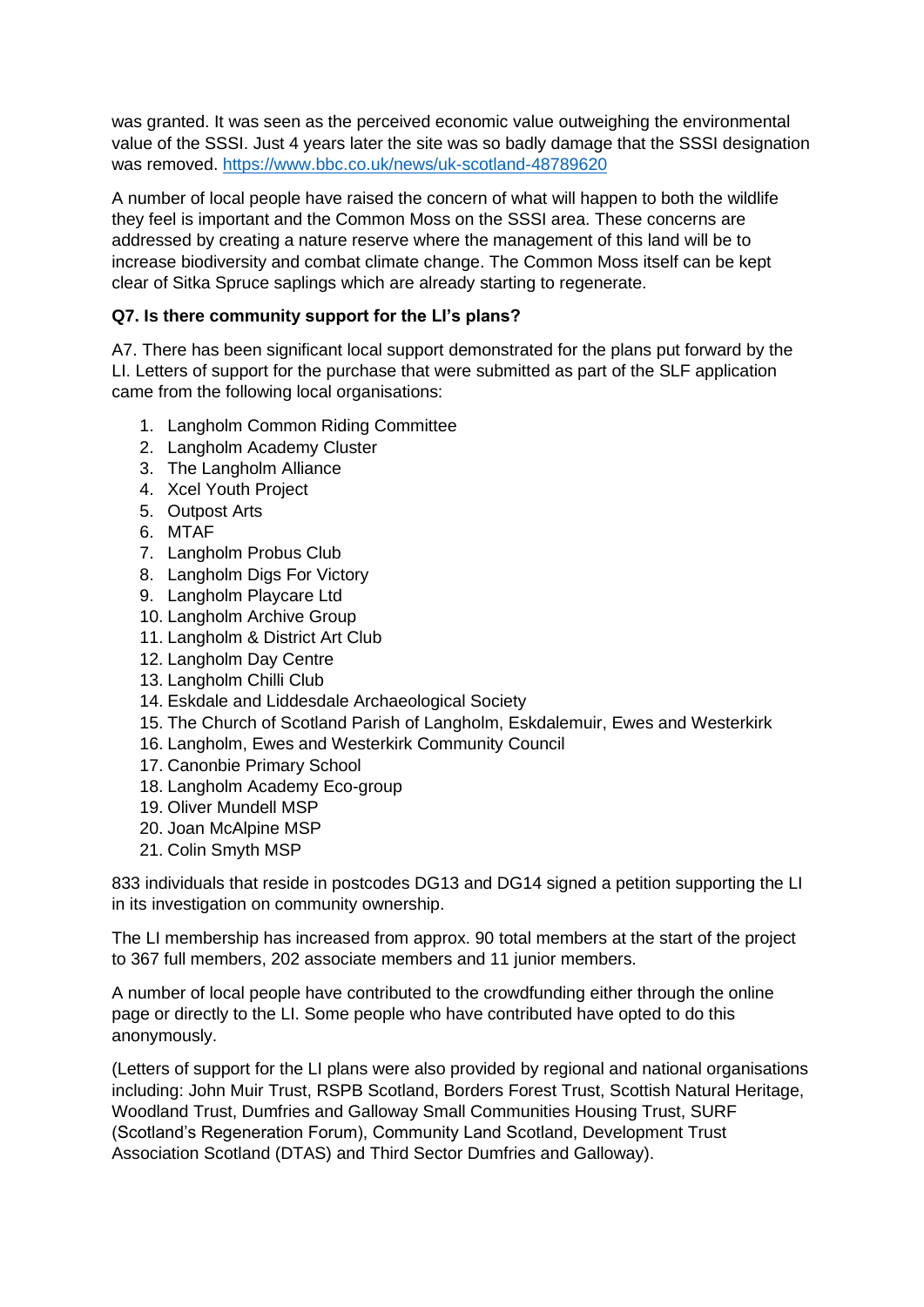was granted. It was seen as the perceived economic value outweighing the environmental value of the SSSI. Just 4 years later the site was so badly damage that the SSSI designation was removed. [https://www.bbc.co.uk/news/uk-scotland-48789620](https://www.bbc.co.uk/news/uk-scotland-48789620)

A number of local people have raised the concern of what will happen to both the wildlife they feel is important and the Common Moss on the SSSI area. These concerns are addressed by creating a nature reserve where the management of this land will be to increase biodiversity and combat climate change. The Common Moss itself can be kept clear of Sitka Spruce saplings which are already starting to regenerate.

**Q7. Is there community support for the LI's plans?**

A7. There has been significant local support demonstrated for the plans put forward by the LI. Letters of support for the purchase that were submitted as part of the SLF application came from the following local organisations:

1. Langholm Common Riding Committee
2. Langholm Academy Cluster
3. The Langholm Alliance
4. Xcel Youth Project
5. Outpost Arts
6. MTAF
7. Langholm Probus Club
8. Langholm Digs For Victory
9. Langholm Playcare Ltd
10. Langholm Archive Group
11. Langholm & District Art Club
12. Langholm Day Centre
13. Langholm Chilli Club
14. Eskdale and Liddesdale Archaeological Society
15. The Church of Scotland Parish of Langholm, Eskdalemuir, Ewes and Westerkirk
16. Langholm, Ewes and Westerkirk Community Council
17. Canonbie Primary School
18. Langholm Academy Eco-group
19. Oliver Mundell MSP
20. Joan McAlpine MSP
21. Colin Smyth MSP

833 individuals that reside in postcodes DG13 and DG14 signed a petition supporting the LI in its investigation on community ownership.

The LI membership has increased from approx. 90 total members at the start of the project to 367 full members, 202 associate members and 11 junior members.

A number of local people have contributed to the crowdfunding either through the online page or directly to the LI. Some people who have contributed have opted to do this anonymously.

(Letters of support for the LI plans were also provided by regional and national organisations including: John Muir Trust, RSPB Scotland, Borders Forest Trust, Scottish Natural Heritage, Woodland Trust, Dumfries and Galloway Small Communities Housing Trust, SURF (Scotland's Regeneration Forum), Community Land Scotland, Development Trust Association Scotland (DTAS) and Third Sector Dumfries and Galloway).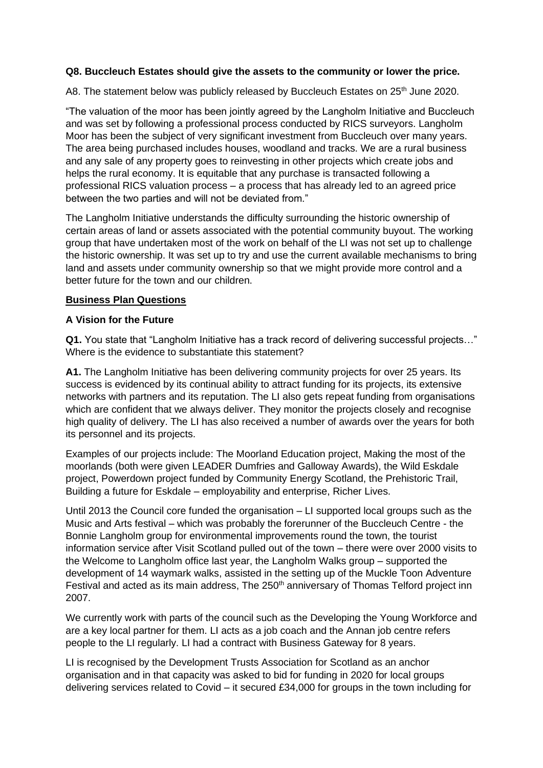**Q8. Buccleuch Estates should give the assets to the community or lower the price.**

A8. The statement below was publicly released by Buccleuch Estates on 25th June 2020.

"The valuation of the moor has been jointly agreed by the Langholm Initiative and Buccleuch and was set by following a professional process conducted by RICS surveyors. Langholm Moor has been the subject of very significant investment from Buccleuch over many years. The area being purchased includes houses, woodland and tracks. We are a rural business and any sale of any property goes to reinvesting in other projects which create jobs and helps the rural economy. It is equitable that any purchase is transacted following a professional RICS valuation process – a process that has already led to an agreed price between the two parties and will not be deviated from."

The Langholm Initiative understands the difficulty surrounding the historic ownership of certain areas of land or assets associated with the potential community buyout. The working group that have undertaken most of the work on behalf of the LI was not set up to challenge the historic ownership. It was set up to try and use the current available mechanisms to bring land and assets under community ownership so that we might provide more control and a better future for the town and our children.

**Business Plan Questions**

**A Vision for the Future**

**Q1.** You state that "Langholm Initiative has a track record of delivering successful projects…" Where is the evidence to substantiate this statement?

**A1.** The Langholm Initiative has been delivering community projects for over 25 years. Its success is evidenced by its continual ability to attract funding for its projects, its extensive networks with partners and its reputation. The LI also gets repeat funding from organisations which are confident that we always deliver. They monitor the projects closely and recognise high quality of delivery. The LI has also received a number of awards over the years for both its personnel and its projects.

Examples of our projects include: The Moorland Education project, Making the most of the moorlands (both were given LEADER Dumfries and Galloway Awards), the Wild Eskdale project, Powerdown project funded by Community Energy Scotland, the Prehistoric Trail, Building a future for Eskdale – employability and enterprise, Richer Lives.

Until 2013 the Council core funded the organisation – LI supported local groups such as the Music and Arts festival – which was probably the forerunner of the Buccleuch Centre - the Bonnie Langholm group for environmental improvements round the town, the tourist information service after Visit Scotland pulled out of the town – there were over 2000 visits to the Welcome to Langholm office last year, the Langholm Walks group – supported the development of 14 waymark walks, assisted in the setting up of the Muckle Toon Adventure Festival and acted as its main address, The 250th anniversary of Thomas Telford project inn 2007.

We currently work with parts of the council such as the Developing the Young Workforce and are a key local partner for them. LI acts as a job coach and the Annan job centre refers people to the LI regularly. LI had a contract with Business Gateway for 8 years.

LI is recognised by the Development Trusts Association for Scotland as an anchor organisation and in that capacity was asked to bid for funding in 2020 for local groups delivering services related to Covid – it secured £34,000 for groups in the town including for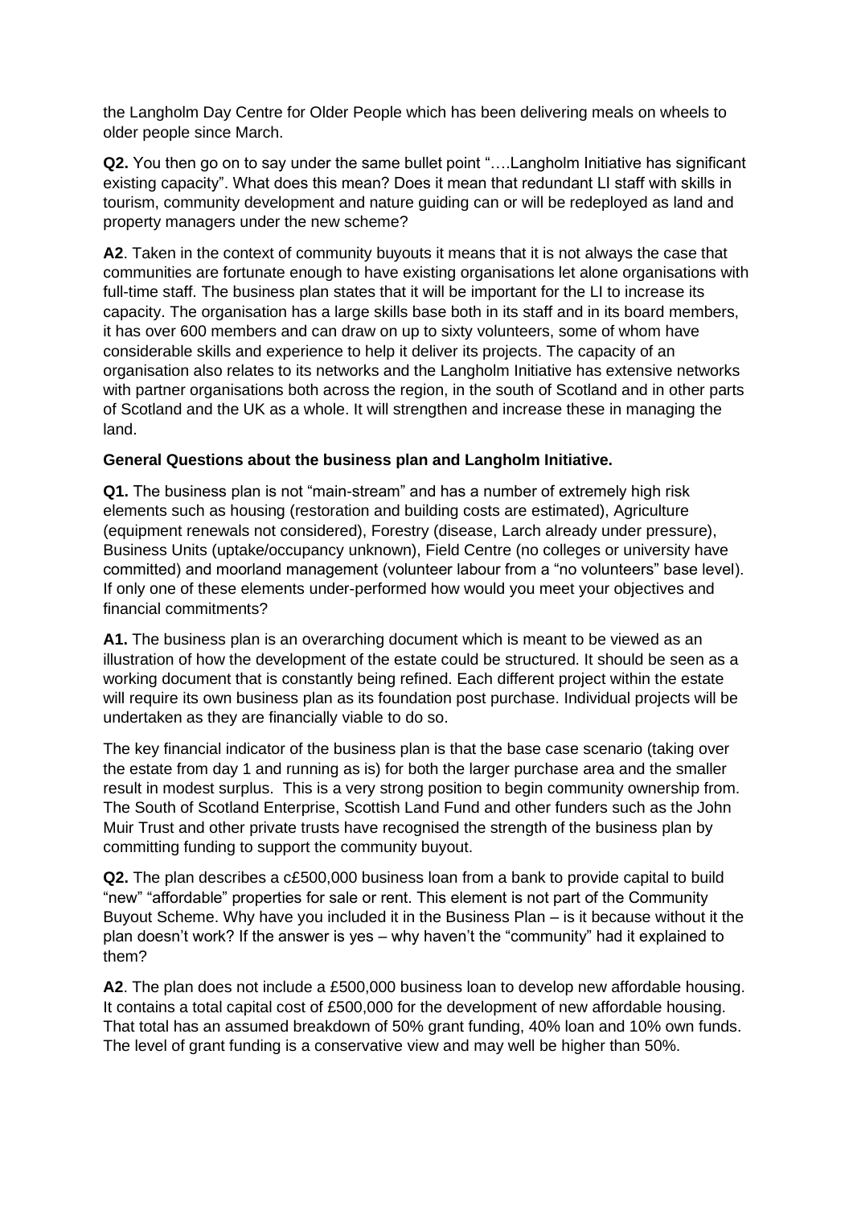the Langholm Day Centre for Older People which has been delivering meals on wheels to older people since March.

**Q2.** You then go on to say under the same bullet point "….Langholm Initiative has significant existing capacity". What does this mean? Does it mean that redundant LI staff with skills in tourism, community development and nature guiding can or will be redeployed as land and property managers under the new scheme?

**A2**. Taken in the context of community buyouts it means that it is not always the case that communities are fortunate enough to have existing organisations let alone organisations with full-time staff. The business plan states that it will be important for the LI to increase its capacity. The organisation has a large skills base both in its staff and in its board members, it has over 600 members and can draw on up to sixty volunteers, some of whom have considerable skills and experience to help it deliver its projects. The capacity of an organisation also relates to its networks and the Langholm Initiative has extensive networks with partner organisations both across the region, in the south of Scotland and in other parts of Scotland and the UK as a whole. It will strengthen and increase these in managing the land.

**General Questions about the business plan and Langholm Initiative.**

**Q1.** The business plan is not "main-stream" and has a number of extremely high risk elements such as housing (restoration and building costs are estimated), Agriculture (equipment renewals not considered), Forestry (disease, Larch already under pressure), Business Units (uptake/occupancy unknown), Field Centre (no colleges or university have committed) and moorland management (volunteer labour from a "no volunteers" base level). If only one of these elements under-performed how would you meet your objectives and financial commitments?

**A1.** The business plan is an overarching document which is meant to be viewed as an illustration of how the development of the estate could be structured. It should be seen as a working document that is constantly being refined. Each different project within the estate will require its own business plan as its foundation post purchase. Individual projects will be undertaken as they are financially viable to do so.

The key financial indicator of the business plan is that the base case scenario (taking over the estate from day 1 and running as is) for both the larger purchase area and the smaller result in modest surplus. This is a very strong position to begin community ownership from. The South of Scotland Enterprise, Scottish Land Fund and other funders such as the John Muir Trust and other private trusts have recognised the strength of the business plan by committing funding to support the community buyout.

**Q2.** The plan describes a c£500,000 business loan from a bank to provide capital to build "new" "affordable" properties for sale or rent. This element is not part of the Community Buyout Scheme. Why have you included it in the Business Plan – is it because without it the plan doesn't work? If the answer is yes – why haven't the "community" had it explained to them?

**A2**. The plan does not include a £500,000 business loan to develop new affordable housing. It contains a total capital cost of £500,000 for the development of new affordable housing. That total has an assumed breakdown of 50% grant funding, 40% loan and 10% own funds. The level of grant funding is a conservative view and may well be higher than 50%.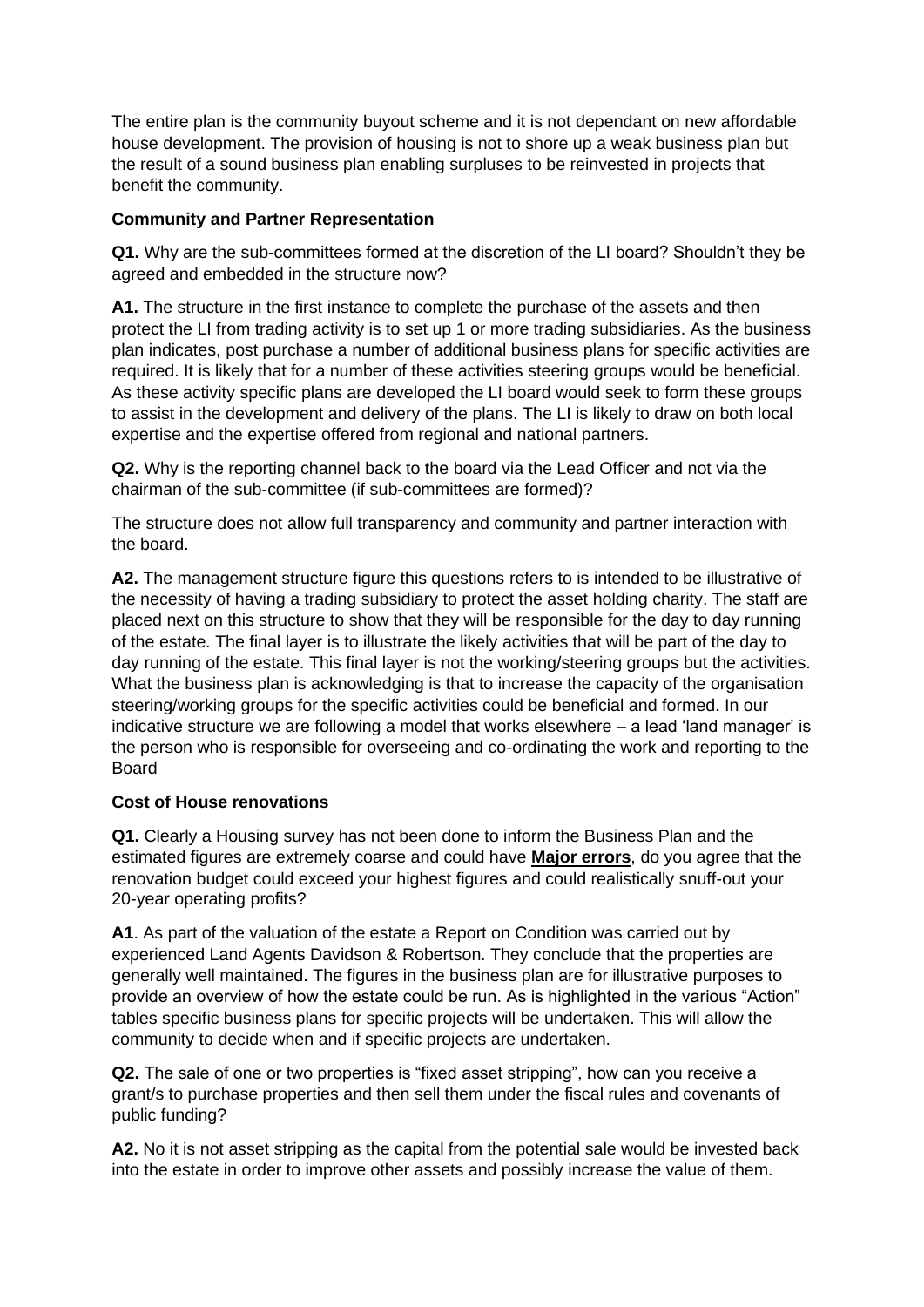The entire plan is the community buyout scheme and it is not dependant on new affordable house development. The provision of housing is not to shore up a weak business plan but the result of a sound business plan enabling surpluses to be reinvested in projects that benefit the community.

**Community and Partner Representation**

**Q1.** Why are the sub-committees formed at the discretion of the LI board? Shouldn't they be agreed and embedded in the structure now?

**A1.** The structure in the first instance to complete the purchase of the assets and then protect the LI from trading activity is to set up 1 or more trading subsidiaries. As the business plan indicates, post purchase a number of additional business plans for specific activities are required. It is likely that for a number of these activities steering groups would be beneficial. As these activity specific plans are developed the LI board would seek to form these groups to assist in the development and delivery of the plans. The LI is likely to draw on both local expertise and the expertise offered from regional and national partners.

**Q2.** Why is the reporting channel back to the board via the Lead Officer and not via the chairman of the sub-committee (if sub-committees are formed)?

The structure does not allow full transparency and community and partner interaction with the board.

**A2.** The management structure figure this questions refers to is intended to be illustrative of the necessity of having a trading subsidiary to protect the asset holding charity. The staff are placed next on this structure to show that they will be responsible for the day to day running of the estate. The final layer is to illustrate the likely activities that will be part of the day to day running of the estate. This final layer is not the working/steering groups but the activities. What the business plan is acknowledging is that to increase the capacity of the organisation steering/working groups for the specific activities could be beneficial and formed. In our indicative structure we are following a model that works elsewhere – a lead 'land manager' is the person who is responsible for overseeing and co-ordinating the work and reporting to the Board

**Cost of House renovations**

**Q1.** Clearly a Housing survey has not been done to inform the Business Plan and the estimated figures are extremely coarse and could have **Major errors**, do you agree that the renovation budget could exceed your highest figures and could realistically snuff-out your 20-year operating profits?

**A1**. As part of the valuation of the estate a Report on Condition was carried out by experienced Land Agents Davidson & Robertson. They conclude that the properties are generally well maintained. The figures in the business plan are for illustrative purposes to provide an overview of how the estate could be run. As is highlighted in the various "Action" tables specific business plans for specific projects will be undertaken. This will allow the community to decide when and if specific projects are undertaken.

**Q2.** The sale of one or two properties is "fixed asset stripping", how can you receive a grant/s to purchase properties and then sell them under the fiscal rules and covenants of public funding?

**A2.** No it is not asset stripping as the capital from the potential sale would be invested back into the estate in order to improve other assets and possibly increase the value of them.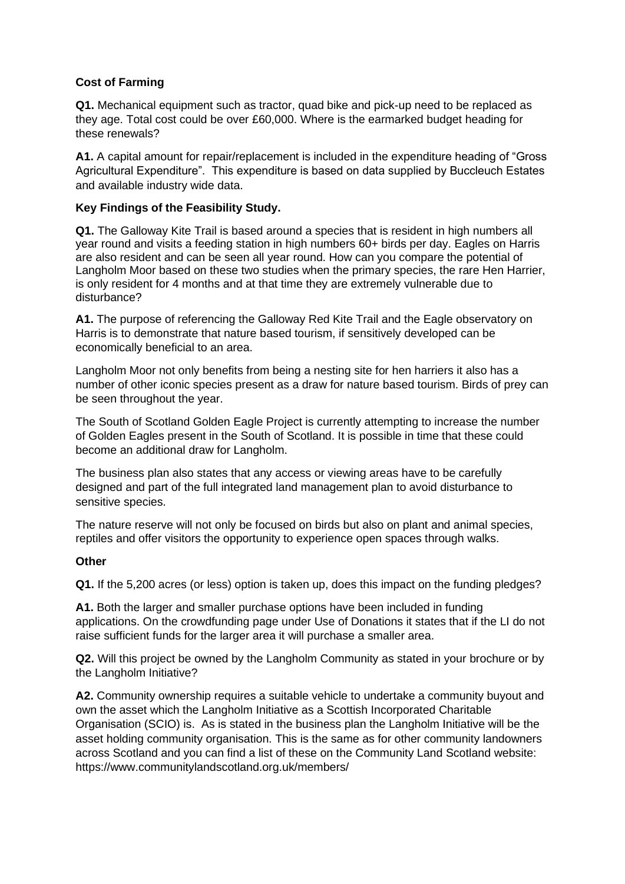**Cost of Farming**

**Q1.** Mechanical equipment such as tractor, quad bike and pick-up need to be replaced as they age. Total cost could be over £60,000. Where is the earmarked budget heading for these renewals?

**A1.** A capital amount for repair/replacement is included in the expenditure heading of "Gross Agricultural Expenditure". This expenditure is based on data supplied by Buccleuch Estates and available industry wide data.

**Key Findings of the Feasibility Study.**

**Q1.** The Galloway Kite Trail is based around a species that is resident in high numbers all year round and visits a feeding station in high numbers 60+ birds per day. Eagles on Harris are also resident and can be seen all year round. How can you compare the potential of Langholm Moor based on these two studies when the primary species, the rare Hen Harrier, is only resident for 4 months and at that time they are extremely vulnerable due to disturbance?

**A1.** The purpose of referencing the Galloway Red Kite Trail and the Eagle observatory on Harris is to demonstrate that nature based tourism, if sensitively developed can be economically beneficial to an area.

Langholm Moor not only benefits from being a nesting site for hen harriers it also has a number of other iconic species present as a draw for nature based tourism. Birds of prey can be seen throughout the year.

The South of Scotland Golden Eagle Project is currently attempting to increase the number of Golden Eagles present in the South of Scotland. It is possible in time that these could become an additional draw for Langholm.

The business plan also states that any access or viewing areas have to be carefully designed and part of the full integrated land management plan to avoid disturbance to sensitive species.

The nature reserve will not only be focused on birds but also on plant and animal species, reptiles and offer visitors the opportunity to experience open spaces through walks.

**Other**

**Q1.** If the 5,200 acres (or less) option is taken up, does this impact on the funding pledges?

**A1.** Both the larger and smaller purchase options have been included in funding applications. On the crowdfunding page under Use of Donations it states that if the LI do not raise sufficient funds for the larger area it will purchase a smaller area.

**Q2.** Will this project be owned by the Langholm Community as stated in your brochure or by the Langholm Initiative?

**A2.** Community ownership requires a suitable vehicle to undertake a community buyout and own the asset which the Langholm Initiative as a Scottish Incorporated Charitable Organisation (SCIO) is. As is stated in the business plan the Langholm Initiative will be the asset holding community organisation. This is the same as for other community landowners across Scotland and you can find a list of these on the Community Land Scotland website: https://www.communitylandscotland.org.uk/members/